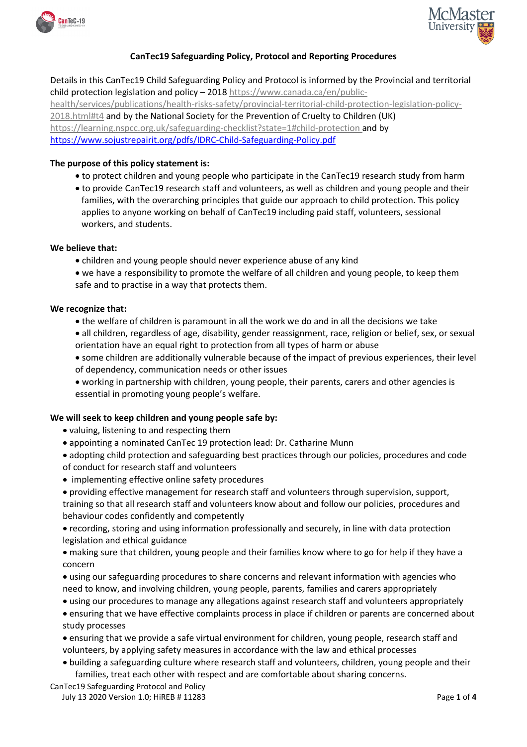# CanTec19 Safeguarding Policy, Protocol and Reporting Procedures

Details in this CanTec19 Child Safeguarding Policy and Protocol is informed by the Provincial and territorial child protection legislation and policy – 2018 https://www.canada.ca/en/public-health/services/publications/health-risks-safety/provincial-territorial-child-protection-legislation-policy-2018.html#t4 and by the National Society for the Prevention of Cruelty to Children (UK) https://learning.nspcc.org.uk/safeguarding-checklist?state=1#child-protection and by https://www.sojustrepairit.org/pdfs/IDRC-Child-Safeguarding-Policy.pdf

**The purpose of this policy statement is:**

- to protect children and young people who participate in the CanTec19 research study from harm
- to provide CanTec19 research staff and volunteers, as well as children and young people and their families, with the overarching principles that guide our approach to child protection. This policy applies to anyone working on behalf of CanTec19 including paid staff, volunteers, sessional workers, and students.

**We believe that:**

- children and young people should never experience abuse of any kind
- we have a responsibility to promote the welfare of all children and young people, to keep them safe and to practise in a way that protects them.

**We recognize that:**

- the welfare of children is paramount in all the work we do and in all the decisions we take
- all children, regardless of age, disability, gender reassignment, race, religion or belief, sex, or sexual orientation have an equal right to protection from all types of harm or abuse
- some children are additionally vulnerable because of the impact of previous experiences, their level of dependency, communication needs or other issues
- working in partnership with children, young people, their parents, carers and other agencies is essential in promoting young people's welfare.

**We will seek to keep children and young people safe by:**

- valuing, listening to and respecting them
- appointing a nominated CanTec 19 protection lead: Dr. Catharine Munn
- adopting child protection and safeguarding best practices through our policies, procedures and code of conduct for research staff and volunteers
- implementing effective online safety procedures
- providing effective management for research staff and volunteers through supervision, support, training so that all research staff and volunteers know about and follow our policies, procedures and behaviour codes confidently and competently
- recording, storing and using information professionally and securely, in line with data protection legislation and ethical guidance
- making sure that children, young people and their families know where to go for help if they have a concern
- using our safeguarding procedures to share concerns and relevant information with agencies who need to know, and involving children, young people, parents, families and carers appropriately
- using our procedures to manage any allegations against research staff and volunteers appropriately
- ensuring that we have effective complaints process in place if children or parents are concerned about study processes
- ensuring that we provide a safe virtual environment for children, young people, research staff and volunteers, by applying safety measures in accordance with the law and ethical processes
- building a safeguarding culture where research staff and volunteers, children, young people and their families, treat each other with respect and are comfortable about sharing concerns.

CanTec19 Safeguarding Protocol and Policy
July 13 2020 Version 1.0; HiREB # 11283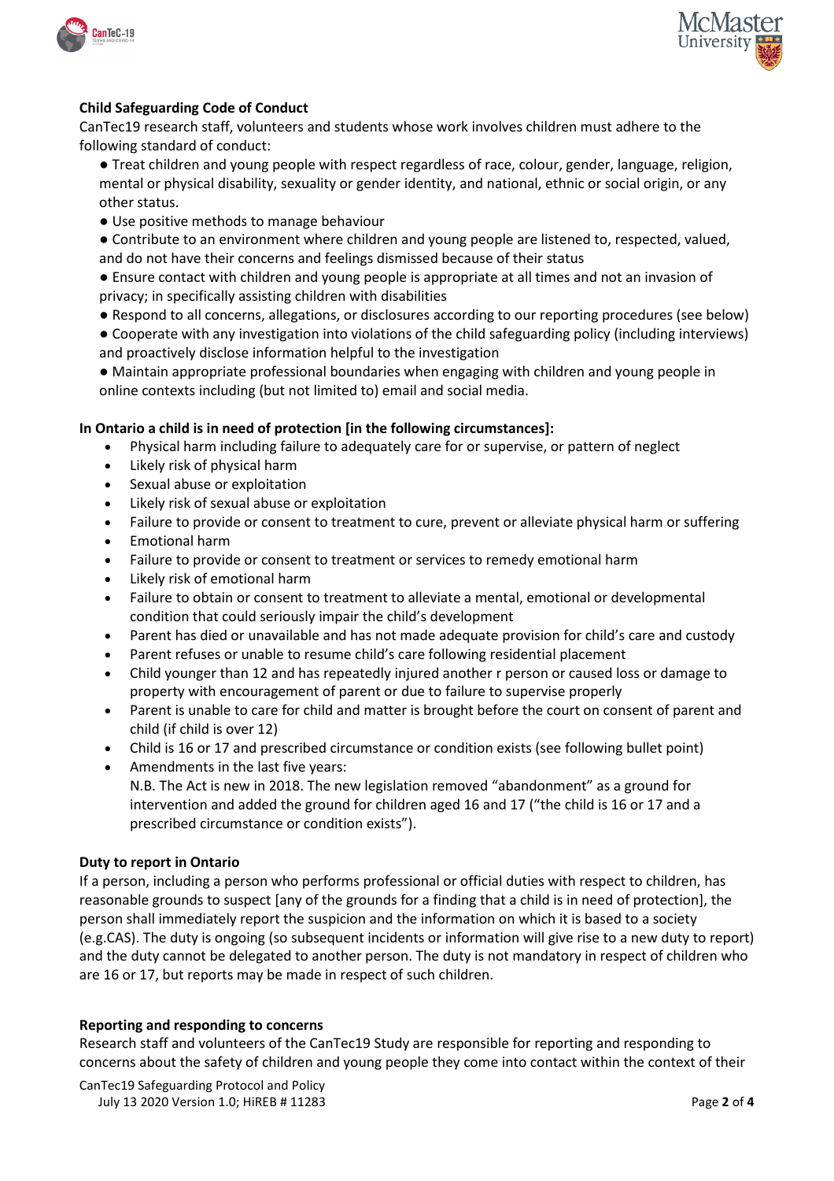**Child Safeguarding Code of Conduct**

CanTec19 research staff, volunteers and students whose work involves children must adhere to the following standard of conduct:

- ● Treat children and young people with respect regardless of race, colour, gender, language, religion, mental or physical disability, sexuality or gender identity, and national, ethnic or social origin, or any other status.
- ● Use positive methods to manage behaviour
- ● Contribute to an environment where children and young people are listened to, respected, valued, and do not have their concerns and feelings dismissed because of their status
- ● Ensure contact with children and young people is appropriate at all times and not an invasion of privacy; in specifically assisting children with disabilities
- ● Respond to all concerns, allegations, or disclosures according to our reporting procedures (see below)
- ● Cooperate with any investigation into violations of the child safeguarding policy (including interviews) and proactively disclose information helpful to the investigation
- ● Maintain appropriate professional boundaries when engaging with children and young people in online contexts including (but not limited to) email and social media.

**In Ontario a child is in need of protection [in the following circumstances]:**

- Physical harm including failure to adequately care for or supervise, or pattern of neglect
- Likely risk of physical harm
- Sexual abuse or exploitation
- Likely risk of sexual abuse or exploitation
- Failure to provide or consent to treatment to cure, prevent or alleviate physical harm or suffering
- Emotional harm
- Failure to provide or consent to treatment or services to remedy emotional harm
- Likely risk of emotional harm
- Failure to obtain or consent to treatment to alleviate a mental, emotional or developmental condition that could seriously impair the child's development
- Parent has died or unavailable and has not made adequate provision for child's care and custody
- Parent refuses or unable to resume child's care following residential placement
- Child younger than 12 and has repeatedly injured another r person or caused loss or damage to property with encouragement of parent or due to failure to supervise properly
- Parent is unable to care for child and matter is brought before the court on consent of parent and child (if child is over 12)
- Child is 16 or 17 and prescribed circumstance or condition exists (see following bullet point)
- Amendments in the last five years:
  N.B. The Act is new in 2018. The new legislation removed "abandonment" as a ground for intervention and added the ground for children aged 16 and 17 ("the child is 16 or 17 and a prescribed circumstance or condition exists").

**Duty to report in Ontario**

If a person, including a person who performs professional or official duties with respect to children, has reasonable grounds to suspect [any of the grounds for a finding that a child is in need of protection], the person shall immediately report the suspicion and the information on which it is based to a society (e.g.CAS). The duty is ongoing (so subsequent incidents or information will give rise to a new duty to report) and the duty cannot be delegated to another person. The duty is not mandatory in respect of children who are 16 or 17, but reports may be made in respect of such children.

**Reporting and responding to concerns**

Research staff and volunteers of the CanTec19 Study are responsible for reporting and responding to concerns about the safety of children and young people they come into contact within the context of their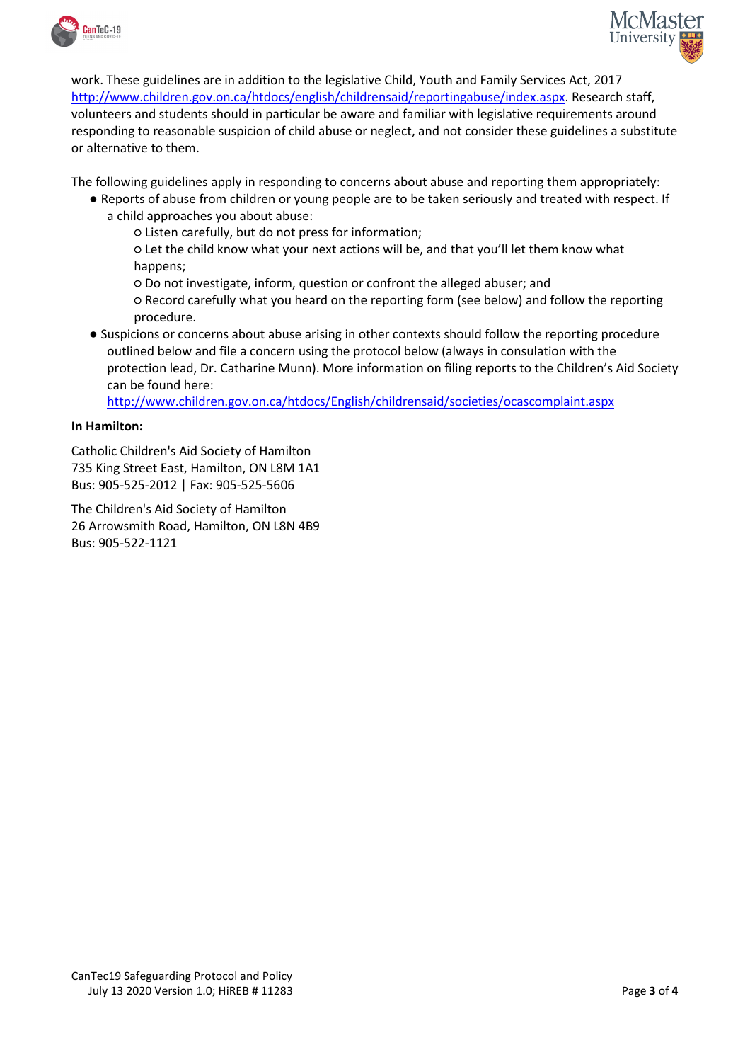work. These guidelines are in addition to the legislative Child, Youth and Family Services Act, 2017 http://www.children.gov.on.ca/htdocs/english/childrensaid/reportingabuse/index.aspx. Research staff, volunteers and students should in particular be aware and familiar with legislative requirements around responding to reasonable suspicion of child abuse or neglect, and not consider these guidelines a substitute or alternative to them.

The following guidelines apply in responding to concerns about abuse and reporting them appropriately:

- Reports of abuse from children or young people are to be taken seriously and treated with respect. If a child approaches you about abuse:
  - Listen carefully, but do not press for information;
  - Let the child know what your next actions will be, and that you'll let them know what happens;
  - Do not investigate, inform, question or confront the alleged abuser; and
  - Record carefully what you heard on the reporting form (see below) and follow the reporting procedure.
- Suspicions or concerns about abuse arising in other contexts should follow the reporting procedure outlined below and file a concern using the protocol below (always in consulation with the protection lead, Dr. Catharine Munn). More information on filing reports to the Children's Aid Society can be found here: http://www.children.gov.on.ca/htdocs/English/childrensaid/societies/ocascomplaint.aspx

**In Hamilton:**

Catholic Children's Aid Society of Hamilton
735 King Street East, Hamilton, ON L8M 1A1
Bus: 905-525-2012 | Fax: 905-525-5606

The Children's Aid Society of Hamilton
26 Arrowsmith Road, Hamilton, ON L8N 4B9
Bus: 905-522-1121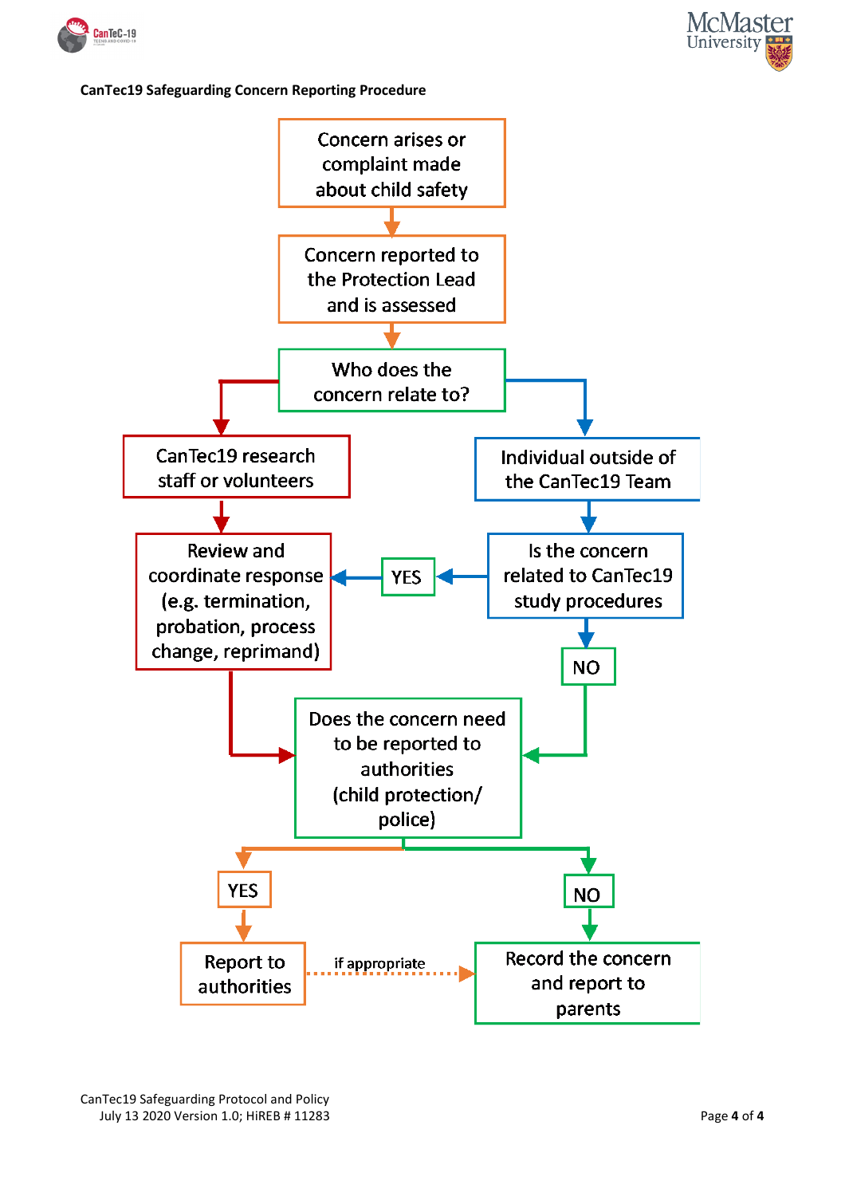**CanTec19 Safeguarding Concern Reporting Procedure**

Concern arises or complaint made about child safety

Concern reported to the Protection Lead and is assessed

Who does the concern relate to?

CanTec19 research staff or volunteers

Individual outside of the CanTec19 Team

Review and coordinate response (e.g. termination, probation, process change, reprimand)

YES

Is the concern related to CanTec19 study procedures

NO

Does the concern need to be reported to authorities (child protection/ police)

YES

NO

Report to authorities

if appropriate

Record the concern and report to parents

CanTec19 Safeguarding Protocol and Policy
July 13 2020 Version 1.0; HiREB # 11283